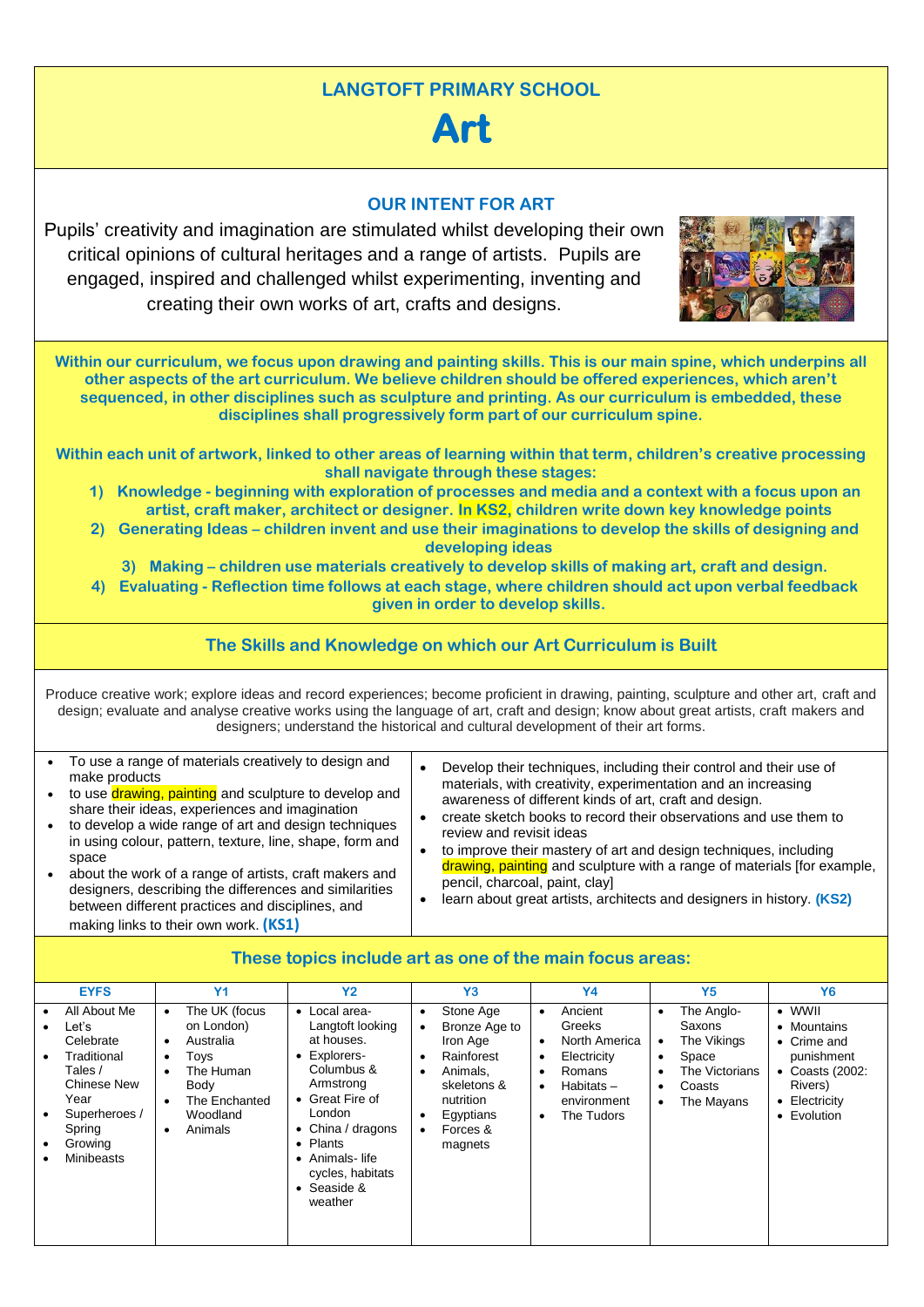# LANGTOFT PRIMARY SCHOOL

# Art

## OUR INTENT FOR ART

Pupils' creativity and imagination are stimulated whilst developing their own critical opinions of cultural heritages and a range of artists. Pupils are engaged, inspired and challenged whilst experimenting, inventing and creating their own works of art, crafts and designs.

**Within our curriculum, we focus upon drawing and painting skills. This is our main spine, which underpins all other aspects of the art curriculum. We believe children should be offered experiences, which aren't sequenced, in other disciplines such as sculpture and printing. As our curriculum is embedded, these disciplines shall progressively form part of our curriculum spine.**

**Within each unit of artwork, linked to other areas of learning within that term, children's creative processing shall navigate through these stages:**

1) **Knowledge - beginning with exploration of processes and media and a context with a focus upon an artist, craft maker, architect or designer. In KS2, children write down key knowledge points**
2) **Generating Ideas – children invent and use their imaginations to develop the skills of designing and developing ideas**
3) **Making – children use materials creatively to develop skills of making art, craft and design.**
4) **Evaluating - Reflection time follows at each stage, where children should act upon verbal feedback given in order to develop skills.**

## The Skills and Knowledge on which our Art Curriculum is Built

Produce creative work; explore ideas and record experiences; become proficient in drawing, painting, sculpture and other art, craft and design; evaluate and analyse creative works using the language of art, craft and design; know about great artists, craft makers and designers; understand the historical and cultural development of their art forms.

- To use a range of materials creatively to design and make products
- to use drawing, painting and sculpture to develop and share their ideas, experiences and imagination
- to develop a wide range of art and design techniques in using colour, pattern, texture, line, shape, form and space
- about the work of a range of artists, craft makers and designers, describing the differences and similarities between different practices and disciplines, and making links to their own work. **(KS1)**

- Develop their techniques, including their control and their use of materials, with creativity, experimentation and an increasing awareness of different kinds of art, craft and design.
- create sketch books to record their observations and use them to review and revisit ideas
- to improve their mastery of art and design techniques, including drawing, painting and sculpture with a range of materials [for example, pencil, charcoal, paint, clay]
- learn about great artists, architects and designers in history. **(KS2)**

## These topics include art as one of the main focus areas:

| EYFS | Y1 | Y2 | Y3 | Y4 | Y5 | Y6 |
|---|---|---|---|---|---|---|
| • All About Me<br>• Let's Celebrate<br>• Traditional Tales / Chinese New Year<br>• Superheroes / Spring<br>• Growing<br>• Minibeasts | • The UK (focus on London)<br>• Australia<br>• Toys<br>• The Human Body<br>• The Enchanted Woodland<br>• Animals | • Local area-Langtoft looking at houses.<br>• Explorers-Columbus & Armstrong<br>• Great Fire of London<br>• China / dragons<br>• Plants<br>• Animals- life cycles, habitats<br>• Seaside & weather | • Stone Age<br>• Bronze Age to Iron Age<br>• Rainforest<br>• Animals, skeletons & nutrition<br>• Egyptians<br>• Forces & magnets | • Ancient Greeks<br>• North America<br>• Electricity<br>• Romans<br>• Habitats – environment<br>• The Tudors | • The Anglo-Saxons<br>• The Vikings<br>• Space<br>• The Victorians<br>• Coasts<br>• The Mayans | • WWII<br>• Mountains<br>• Crime and punishment<br>• Coasts (2002: Rivers)<br>• Electricity<br>• Evolution |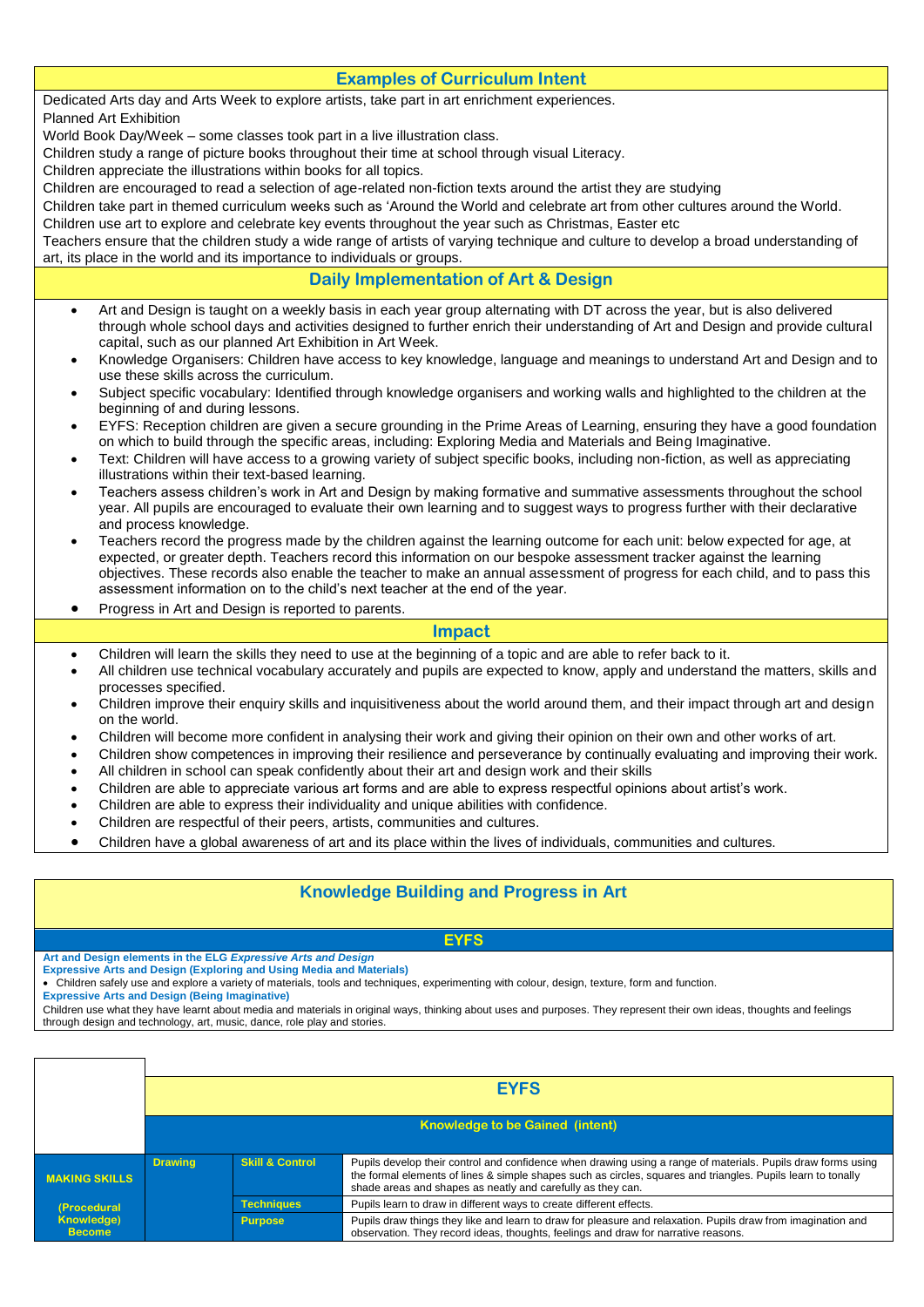## Examples of Curriculum Intent

Dedicated Arts day and Arts Week to explore artists, take part in art enrichment experiences.
Planned Art Exhibition
World Book Day/Week – some classes took part in a live illustration class.
Children study a range of picture books throughout their time at school through visual Literacy.
Children appreciate the illustrations within books for all topics.
Children are encouraged to read a selection of age-related non-fiction texts around the artist they are studying
Children take part in themed curriculum weeks such as 'Around the World and celebrate art from other cultures around the World.
Children use art to explore and celebrate key events throughout the year such as Christmas, Easter etc
Teachers ensure that the children study a wide range of artists of varying technique and culture to develop a broad understanding of art, its place in the world and its importance to individuals or groups.

## Daily Implementation of Art & Design

- Art and Design is taught on a weekly basis in each year group alternating with DT across the year, but is also delivered through whole school days and activities designed to further enrich their understanding of Art and Design and provide cultural capital, such as our planned Art Exhibition in Art Week.
- Knowledge Organisers: Children have access to key knowledge, language and meanings to understand Art and Design and to use these skills across the curriculum.
- Subject specific vocabulary: Identified through knowledge organisers and working walls and highlighted to the children at the beginning of and during lessons.
- EYFS: Reception children are given a secure grounding in the Prime Areas of Learning, ensuring they have a good foundation on which to build through the specific areas, including: Exploring Media and Materials and Being Imaginative.
- Text: Children will have access to a growing variety of subject specific books, including non-fiction, as well as appreciating illustrations within their text-based learning.
- Teachers assess children's work in Art and Design by making formative and summative assessments throughout the school year. All pupils are encouraged to evaluate their own learning and to suggest ways to progress further with their declarative and process knowledge.
- Teachers record the progress made by the children against the learning outcome for each unit: below expected for age, at expected, or greater depth. Teachers record this information on our bespoke assessment tracker against the learning objectives. These records also enable the teacher to make an annual assessment of progress for each child, and to pass this assessment information on to the child's next teacher at the end of the year.
- Progress in Art and Design is reported to parents.

## Impact

- Children will learn the skills they need to use at the beginning of a topic and are able to refer back to it.
- All children use technical vocabulary accurately and pupils are expected to know, apply and understand the matters, skills and processes specified.
- Children improve their enquiry skills and inquisitiveness about the world around them, and their impact through art and design on the world.
- Children will become more confident in analysing their work and giving their opinion on their own and other works of art.
- Children show competences in improving their resilience and perseverance by continually evaluating and improving their work.
- All children in school can speak confidently about their art and design work and their skills
- Children are able to appreciate various art forms and are able to express respectful opinions about artist's work.
- Children are able to express their individuality and unique abilities with confidence.
- Children are respectful of their peers, artists, communities and cultures.
- Children have a global awareness of art and its place within the lives of individuals, communities and cultures.

## Knowledge Building and Progress in Art

### EYFS

**Art and Design elements in the ELG *Expressive Arts and Design***
**Expressive Arts and Design (Exploring and Using Media and Materials)**

- Children safely use and explore a variety of materials, tools and techniques, experimenting with colour, design, texture, form and function.

**Expressive Arts and Design (Being Imaginative)**
Children use what they have learnt about media and materials in original ways, thinking about uses and purposes. They represent their own ideas, thoughts and feelings through design and technology, art, music, dance, role play and stories.

| | EYFS | | |
|---|---|---|---|
| | Knowledge to be Gained (intent) | | |
| MAKING SKILLS (Procedural Knowledge) Become | Drawing | Skill & Control | Pupils develop their control and confidence when drawing using a range of materials. Pupils draw forms using the formal elements of lines & simple shapes such as circles, squares and triangles. Pupils learn to tonally shade areas and shapes as neatly and carefully as they can. |
| | | Techniques | Pupils learn to draw in different ways to create different effects. |
| | | Purpose | Pupils draw things they like and learn to draw for pleasure and relaxation. Pupils draw from imagination and observation. They record ideas, thoughts, feelings and draw for narrative reasons. |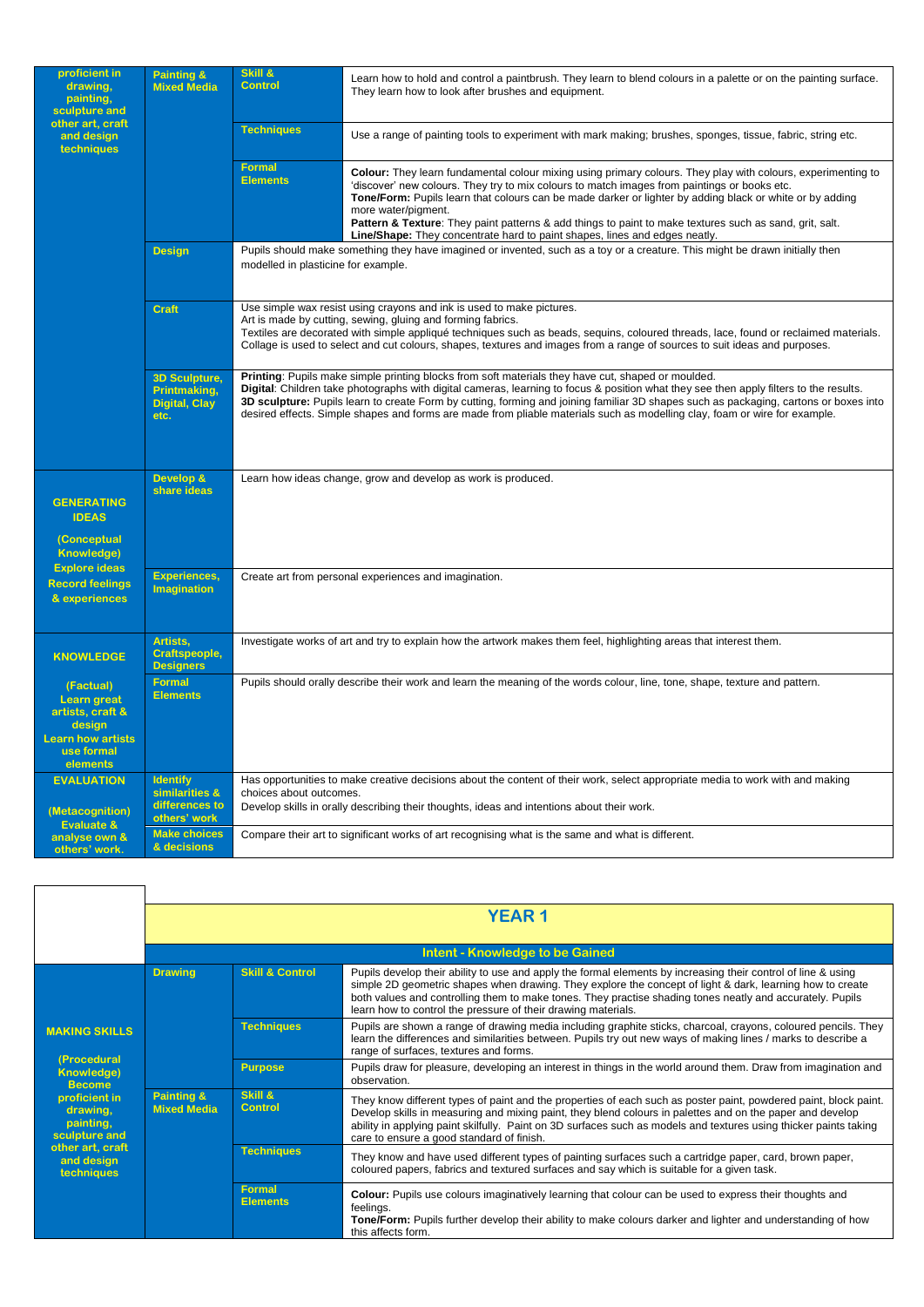| proficient in drawing, painting, sculpture and other art, craft and design techniques | Painting & Mixed Media | Skill & Control | Learn how to hold and control a paintbrush. They learn to blend colours in a palette or on the painting surface. They learn how to look after brushes and equipment. |
|---|---|---|---|
| | | Techniques | Use a range of painting tools to experiment with mark making; brushes, sponges, tissue, fabric, string etc. |
| | | Formal Elements | **Colour:** They learn fundamental colour mixing using primary colours. They play with colours, experimenting to 'discover' new colours. They try to mix colours to match images from paintings or books etc. **Tone/Form:** Pupils learn that colours can be made darker or lighter by adding black or white or by adding more water/pigment. **Pattern & Texture**: They paint patterns & add things to paint to make textures such as sand, grit, salt. **Line/Shape:** They concentrate hard to paint shapes, lines and edges neatly. |
| | Design | | Pupils should make something they have imagined or invented, such as a toy or a creature. This might be drawn initially then modelled in plasticine for example. |
| | Craft | | Use simple wax resist using crayons and ink is used to make pictures. Art is made by cutting, sewing, gluing and forming fabrics. Textiles are decorated with simple appliqué techniques such as beads, sequins, coloured threads, lace, found or reclaimed materials. Collage is used to select and cut colours, shapes, textures and images from a range of sources to suit ideas and purposes. |
| | 3D Sculpture, Printmaking, Digital, Clay etc. | | **Printing**: Pupils make simple printing blocks from soft materials they have cut, shaped or moulded. **Digital**: Children take photographs with digital cameras, learning to focus & position what they see then apply filters to the results. **3D sculpture:** Pupils learn to create Form by cutting, forming and joining familiar 3D shapes such as packaging, cartons or boxes into desired effects. Simple shapes and forms are made from pliable materials such as modelling clay, foam or wire for example. |
| GENERATING IDEAS (Conceptual Knowledge) Explore ideas Record feelings & experiences | Develop & share ideas | | Learn how ideas change, grow and develop as work is produced. |
| | Experiences, Imagination | | Create art from personal experiences and imagination. |
| KNOWLEDGE (Factual) Learn great artists, craft & design Learn how artists use formal elements | Artists, Craftspeople, Designers | | Investigate works of art and try to explain how the artwork makes them feel, highlighting areas that interest them. |
| | Formal Elements | | Pupils should orally describe their work and learn the meaning of the words colour, line, tone, shape, texture and pattern. |
| EVALUATION (Metacognition) Evaluate & analyse own & others' work. | Identify similarities & differences to others' work | | Has opportunities to make creative decisions about the content of their work, select appropriate media to work with and making choices about outcomes. Develop skills in orally describing their thoughts, ideas and intentions about their work. |
| | Make choices & decisions | | Compare their art to significant works of art recognising what is the same and what is different. |

## YEAR 1

### Intent - Knowledge to be Gained

| MAKING SKILLS (Procedural Knowledge) Become proficient in drawing, painting, sculpture and other art, craft and design techniques | Drawing | Skill & Control | Pupils develop their ability to use and apply the formal elements by increasing their control of line & using simple 2D geometric shapes when drawing. They explore the concept of light & dark, learning how to create both values and controlling them to make tones. They practise shading tones neatly and accurately. Pupils learn how to control the pressure of their drawing materials. |
|---|---|---|---|
| | | Techniques | Pupils are shown a range of drawing media including graphite sticks, charcoal, crayons, coloured pencils. They learn the differences and similarities between. Pupils try out new ways of making lines / marks to describe a range of surfaces, textures and forms. |
| | | Purpose | Pupils draw for pleasure, developing an interest in things in the world around them. Draw from imagination and observation. |
| | Painting & Mixed Media | Skill & Control | They know different types of paint and the properties of each such as poster paint, powdered paint, block paint. Develop skills in measuring and mixing paint, they blend colours in palettes and on the paper and develop ability in applying paint skilfully. Paint on 3D surfaces such as models and textures using thicker paints taking care to ensure a good standard of finish. |
| | | Techniques | They know and have used different types of painting surfaces such a cartridge paper, card, brown paper, coloured papers, fabrics and textured surfaces and say which is suitable for a given task. |
| | | Formal Elements | **Colour:** Pupils use colours imaginatively learning that colour can be used to express their thoughts and feelings. **Tone/Form:** Pupils further develop their ability to make colours darker and lighter and understanding of how this affects form. |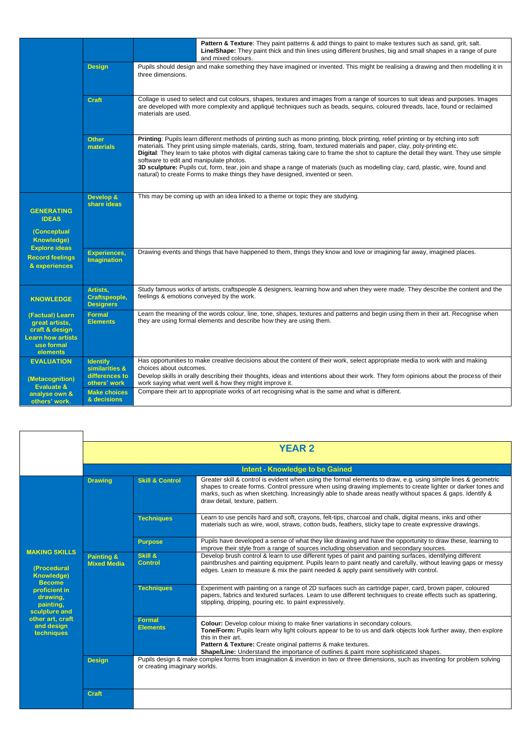| | | | |
|---|---|---|---|
| | | | **Pattern & Texture**: They paint patterns & add things to paint to make textures such as sand, grit, salt. **Line/Shape:** They paint thick and thin lines using different brushes, big and small shapes in a range of pure and mixed colours. |
| | **Design** | Pupils should design and make something they have imagined or invented. This might be realising a drawing and then modelling it in three dimensions. | |
| | **Craft** | Collage is used to select and cut colours, shapes, textures and images from a range of sources to suit ideas and purposes. Images are developed with more complexity and appliqué techniques such as beads, sequins, coloured threads, lace, found or reclaimed materials are used. | |
| | **Other materials** | **Printing**: Pupils learn different methods of printing such as mono printing, block printing, relief printing or by etching into soft materials. They print using simple materials, cards, string, foam, textured materials and paper, clay, poly-printing etc. **Digital**: They learn to take photos with digital cameras taking care to frame the shot to capture the detail they want. They use simple software to edit and manipulate photos. **3D sculpture:** Pupils cut, form, tear, join and shape a range of materials (such as modelling clay, card, plastic, wire, found and natural) to create Forms to make things they have designed, invented or seen. | |
| **GENERATING IDEAS** (Conceptual Knowledge) Explore ideas Record feelings & experiences | **Develop & share ideas** | This may be coming up with an idea linked to a theme or topic they are studying. | |
| | **Experiences, Imagination** | Drawing events and things that have happened to them, things they know and love or imagining far away, imagined places. | |
| **KNOWLEDGE** (Factual) Learn great artists, craft & design Learn how artists use formal elements | **Artists, Craftspeople, Designers** | Study famous works of artists, craftspeople & designers, learning how and when they were made. They describe the content and the feelings & emotions conveyed by the work. | |
| | **Formal Elements** | Learn the meaning of the words colour, line, tone, shapes, textures and patterns and begin using them in their art. Recognise when they are using formal elements and describe how they are using them. | |
| **EVALUATION** (Metacognition) Evaluate & analyse own & others' work. | **Identify similarities & differences to others' work** | Has opportunities to make creative decisions about the content of their work, select appropriate media to work with and making choices about outcomes. Develop skills in orally describing their thoughts, ideas and intentions about their work. They form opinions about the process of their work saying what went well & how they might improve it. | |
| | **Make choices & decisions** | Compare their art to appropriate works of art recognising what is the same and what is different. | |

| | | | |
|---|---|---|---|
| | **YEAR 2** | | |
| | **Intent - Knowledge to be Gained** | | |
| **MAKING SKILLS** (Procedural Knowledge) Become proficient in drawing, painting, sculpture and other art, craft and design techniques | **Drawing** | **Skill & Control** | Greater skill & control is evident when using the formal elements to draw, e.g. using simple lines & geometric shapes to create forms. Control pressure when using drawing implements to create lighter or darker tones and marks, such as when sketching. Increasingly able to shade areas neatly without spaces & gaps. Identify & draw detail, texture, pattern. |
| | | **Techniques** | Learn to use pencils hard and soft, crayons, felt-tips, charcoal and chalk, digital means, inks and other materials such as wire, wool, straws, cotton buds, feathers, sticky tape to create expressive drawings. |
| | | **Purpose** | Pupils have developed a sense of what they like drawing and have the opportunity to draw these, learning to improve their style from a range of sources including observation and secondary sources. |
| | **Painting & Mixed Media** | **Skill & Control** | Develop brush control & learn to use different types of paint and painting surfaces, identifying different paintbrushes and painting equipment. Pupils learn to paint neatly and carefully, without leaving gaps or messy edges. Learn to measure & mix the paint needed & apply paint sensitively with control. |
| | | **Techniques** | Experiment with painting on a range of 2D surfaces such as cartridge paper, card, brown paper, coloured papers, fabrics and textured surfaces. Learn to use different techniques to create effects such as spattering, stippling, dripping, pouring etc. to paint expressively. |
| | | **Formal Elements** | **Colour:** Develop colour mixing to make finer variations in secondary colours. **Tone/Form:** Pupils learn why light colours appear to be to us and dark objects look further away, then explore this in their art. **Pattern & Texture:** Create original patterns & make textures. **Shape/Line:** Understand the importance of outlines & paint more sophisticated shapes. |
| | **Design** | Pupils design & make complex forms from imagination & invention in two or three dimensions, such as inventing for problem solving or creating imaginary worlds. | |
| | **Craft** | | |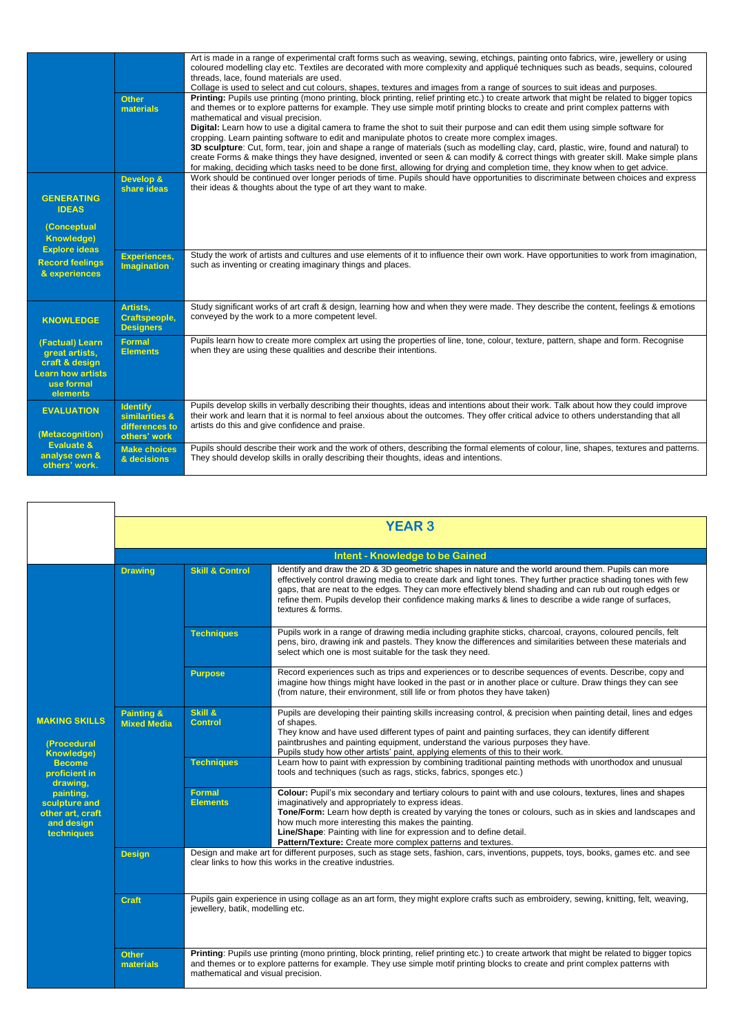| | | |
|---|---|---|
| | | Art is made in a range of experimental craft forms such as weaving, sewing, etchings, painting onto fabrics, wire, jewellery or using coloured modelling clay etc. Textiles are decorated with more complexity and appliqué techniques such as beads, sequins, coloured threads, lace, found materials are used. Collage is used to select and cut colours, shapes, textures and images from a range of sources to suit ideas and purposes. |
| | **Other materials** | **Printing:** Pupils use printing (mono printing, block printing, relief printing etc.) to create artwork that might be related to bigger topics and themes or to explore patterns for example. They use simple motif printing blocks to create and print complex patterns with mathematical and visual precision. **Digital:** Learn how to use a digital camera to frame the shot to suit their purpose and can edit them using simple software for cropping. Learn painting software to edit and manipulate photos to create more complex images. **3D sculpture**: Cut, form, tear, join and shape a range of materials (such as modelling clay, card, plastic, wire, found and natural) to create Forms & make things they have designed, invented or seen & can modify & correct things with greater skill. Make simple plans for making, deciding which tasks need to be done first, allowing for drying and completion time, they know when to get advice. |
| **GENERATING IDEAS** (Conceptual Knowledge) Explore ideas Record feelings & experiences | **Develop & share ideas** | Work should be continued over longer periods of time. Pupils should have opportunities to discriminate between choices and express their ideas & thoughts about the type of art they want to make. |
| | **Experiences, Imagination** | Study the work of artists and cultures and use elements of it to influence their own work. Have opportunities to work from imagination, such as inventing or creating imaginary things and places. |
| **KNOWLEDGE** (Factual) Learn great artists, craft & design Learn how artists use formal elements | **Artists, Craftspeople, Designers** | Study significant works of art craft & design, learning how and when they were made. They describe the content, feelings & emotions conveyed by the work to a more competent level. |
| | **Formal Elements** | Pupils learn how to create more complex art using the properties of line, tone, colour, texture, pattern, shape and form. Recognise when they are using these qualities and describe their intentions. |
| **EVALUATION** (Metacognition) Evaluate & analyse own & others' work. | **Identify similarities & differences to others' work** | Pupils develop skills in verbally describing their thoughts, ideas and intentions about their work. Talk about how they could improve their work and learn that it is normal to feel anxious about the outcomes. They offer critical advice to others understanding that all artists do this and give confidence and praise. |
| | **Make choices & decisions** | Pupils should describe their work and the work of others, describing the formal elements of colour, line, shapes, textures and patterns. They should develop skills in orally describing their thoughts, ideas and intentions. |

| | | | |
|---|---|---|---|
| | **YEAR 3** | | |
| | **Intent - Knowledge to be Gained** | | |
| **MAKING SKILLS** (Procedural Knowledge) Become proficient in drawing, painting, sculpture and other art, craft and design techniques | **Drawing** | **Skill & Control** | Identify and draw the 2D & 3D geometric shapes in nature and the world around them. Pupils can more effectively control drawing media to create dark and light tones. They further practice shading tones with few gaps, that are neat to the edges. They can more effectively blend shading and can rub out rough edges or refine them. Pupils develop their confidence making marks & lines to describe a wide range of surfaces, textures & forms. |
| | | **Techniques** | Pupils work in a range of drawing media including graphite sticks, charcoal, crayons, coloured pencils, felt pens, biro, drawing ink and pastels. They know the differences and similarities between these materials and select which one is most suitable for the task they need. |
| | | **Purpose** | Record experiences such as trips and experiences or to describe sequences of events. Describe, copy and imagine how things might have looked in the past or in another place or culture. Draw things they can see (from nature, their environment, still life or from photos they have taken) |
| | **Painting & Mixed Media** | **Skill & Control** | Pupils are developing their painting skills increasing control, & precision when painting detail, lines and edges of shapes. They know and have used different types of paint and painting surfaces, they can identify different paintbrushes and painting equipment, understand the various purposes they have. Pupils study how other artists' paint, applying elements of this to their work. |
| | | **Techniques** | Learn how to paint with expression by combining traditional painting methods with unorthodox and unusual tools and techniques (such as rags, sticks, fabrics, sponges etc.) |
| | | **Formal Elements** | **Colour:** Pupil's mix secondary and tertiary colours to paint with and use colours, textures, lines and shapes imaginatively and appropriately to express ideas. **Tone/Form:** Learn how depth is created by varying the tones or colours, such as in skies and landscapes and how much more interesting this makes the painting. **Line/Shape**: Painting with line for expression and to define detail. **Pattern/Texture:** Create more complex patterns and textures. |
| | **Design** | Design and make art for different purposes, such as stage sets, fashion, cars, inventions, puppets, toys, books, games etc. and see clear links to how this works in the creative industries. | |
| | **Craft** | Pupils gain experience in using collage as an art form, they might explore crafts such as embroidery, sewing, knitting, felt, weaving, jewellery, batik, modelling etc. | |
| | **Other materials** | **Printing**: Pupils use printing (mono printing, block printing, relief printing etc.) to create artwork that might be related to bigger topics and themes or to explore patterns for example. They use simple motif printing blocks to create and print complex patterns with mathematical and visual precision. | |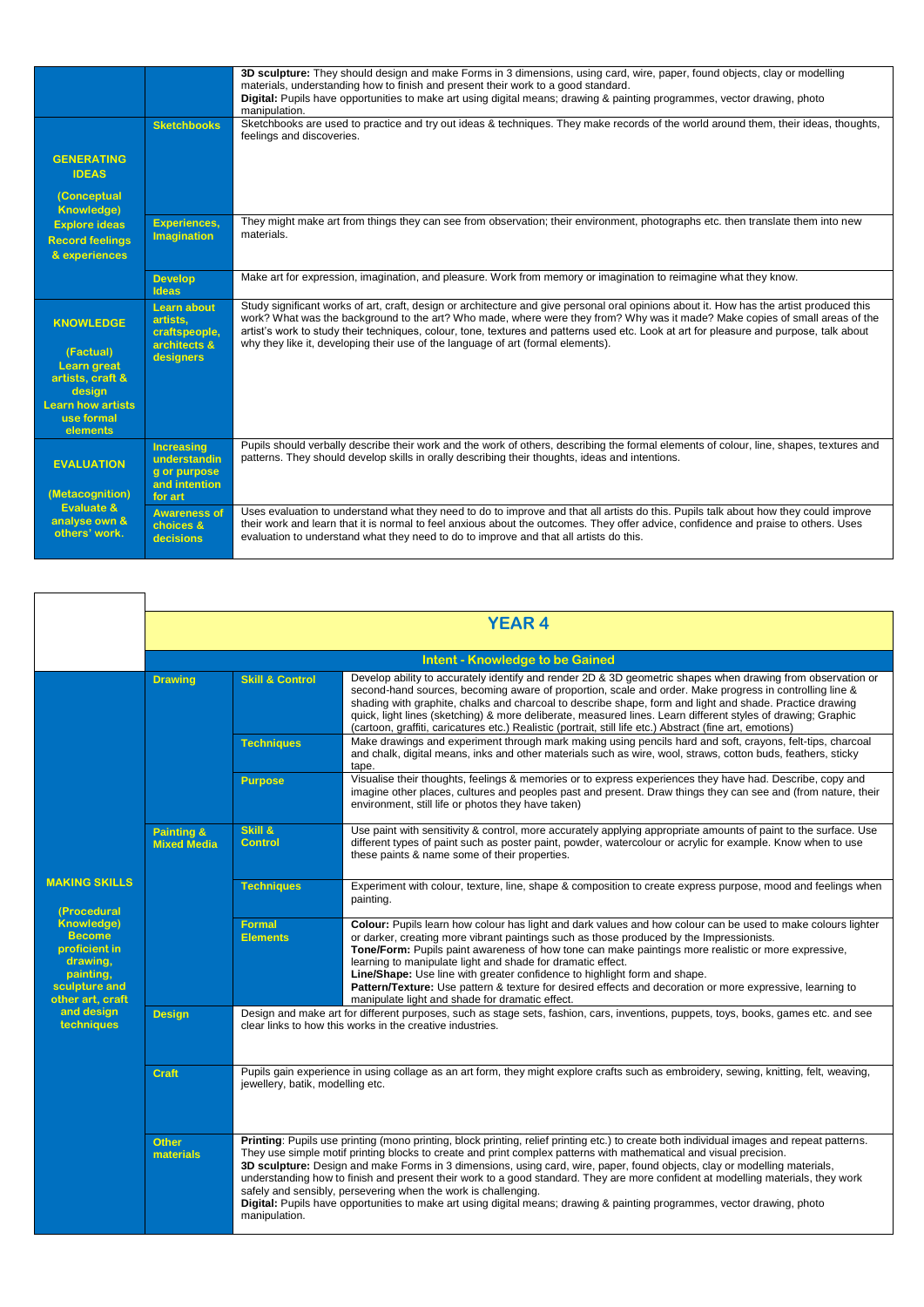| | | |
|---|---|---|
| | | **3D sculpture:** They should design and make Forms in 3 dimensions, using card, wire, paper, found objects, clay or modelling materials, understanding how to finish and present their work to a good standard.<br>**Digital:** Pupils have opportunities to make art using digital means; drawing & painting programmes, vector drawing, photo manipulation. |
| **GENERATING IDEAS**<br><br>**(Conceptual Knowledge)**<br>**Explore ideas**<br>**Record feelings & experiences** | **Sketchbooks** | Sketchbooks are used to practice and try out ideas & techniques. They make records of the world around them, their ideas, thoughts, feelings and discoveries. |
| | **Experiences, Imagination** | They might make art from things they can see from observation; their environment, photographs etc. then translate them into new materials. |
| | **Develop Ideas** | Make art for expression, imagination, and pleasure. Work from memory or imagination to reimagine what they know. |
| **KNOWLEDGE**<br><br>**(Factual)**<br>**Learn great artists, craft & design**<br>**Learn how artists use formal elements** | **Learn about artists, craftspeople, architects & designers** | Study significant works of art, craft, design or architecture and give personal oral opinions about it. How has the artist produced this work? What was the background to the art? Who made, where were they from? Why was it made? Make copies of small areas of the artist's work to study their techniques, colour, tone, textures and patterns used etc. Look at art for pleasure and purpose, talk about why they like it, developing their use of the language of art (formal elements). |
| **EVALUATION**<br><br>**(Metacognition)**<br>**Evaluate & analyse own & others' work.** | **Increasing understanding or purpose and intention for art** | Pupils should verbally describe their work and the work of others, describing the formal elements of colour, line, shapes, textures and patterns. They should develop skills in orally describing their thoughts, ideas and intentions. |
| | **Awareness of choices & decisions** | Uses evaluation to understand what they need to do to improve and that all artists do this. Pupils talk about how they could improve their work and learn that it is normal to feel anxious about the outcomes. They offer advice, confidence and praise to others. Uses evaluation to understand what they need to do to improve and that all artists do this. |

## YEAR 4

| | | | |
|---|---|---|---|
| | **Intent - Knowledge to be Gained** | | |
| **MAKING SKILLS**<br><br>**(Procedural Knowledge)**<br>**Become proficient in drawing, painting, sculpture and other art, craft and design techniques** | **Drawing** | **Skill & Control** | Develop ability to accurately identify and render 2D & 3D geometric shapes when drawing from observation or second-hand sources, becoming aware of proportion, scale and order. Make progress in controlling line & shading with graphite, chalks and charcoal to describe shape, form and light and shade. Practice drawing quick, light lines (sketching) & more deliberate, measured lines. Learn different styles of drawing; Graphic (cartoon, graffiti, caricatures etc.) Realistic (portrait, still life etc.) Abstract (fine art, emotions) |
| | | **Techniques** | Make drawings and experiment through mark making using pencils hard and soft, crayons, felt-tips, charcoal and chalk, digital means, inks and other materials such as wire, wool, straws, cotton buds, feathers, sticky tape. |
| | | **Purpose** | Visualise their thoughts, feelings & memories or to express experiences they have had. Describe, copy and imagine other places, cultures and peoples past and present. Draw things they can see and (from nature, their environment, still life or photos they have taken) |
| | **Painting & Mixed Media** | **Skill & Control** | Use paint with sensitivity & control, more accurately applying appropriate amounts of paint to the surface. Use different types of paint such as poster paint, powder, watercolour or acrylic for example. Know when to use these paints & name some of their properties. |
| | | **Techniques** | Experiment with colour, texture, line, shape & composition to create express purpose, mood and feelings when painting. |
| | | **Formal Elements** | **Colour:** Pupils learn how colour has light and dark values and how colour can be used to make colours lighter or darker, creating more vibrant paintings such as those produced by the Impressionists.<br>**Tone/Form:** Pupils paint awareness of how tone can make paintings more realistic or more expressive, learning to manipulate light and shade for dramatic effect.<br>**Line/Shape:** Use line with greater confidence to highlight form and shape.<br>**Pattern/Texture:** Use pattern & texture for desired effects and decoration or more expressive, learning to manipulate light and shade for dramatic effect. |
| | **Design** | | Design and make art for different purposes, such as stage sets, fashion, cars, inventions, puppets, toys, books, games etc. and see clear links to how this works in the creative industries. |
| | **Craft** | | Pupils gain experience in using collage as an art form, they might explore crafts such as embroidery, sewing, knitting, felt, weaving, jewellery, batik, modelling etc. |
| | **Other materials** | | **Printing**: Pupils use printing (mono printing, block printing, relief printing etc.) to create both individual images and repeat patterns. They use simple motif printing blocks to create and print complex patterns with mathematical and visual precision.<br>**3D sculpture:** Design and make Forms in 3 dimensions, using card, wire, paper, found objects, clay or modelling materials, understanding how to finish and present their work to a good standard. They are more confident at modelling materials, they work safely and sensibly, persevering when the work is challenging.<br>**Digital:** Pupils have opportunities to make art using digital means; drawing & painting programmes, vector drawing, photo manipulation. |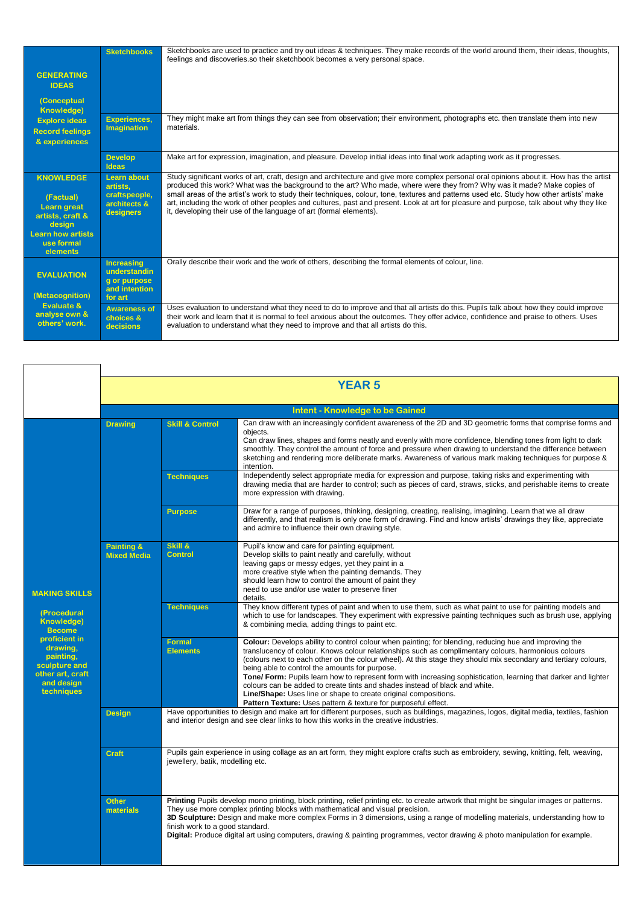| | | |
|---|---|---|
| **GENERATING IDEAS** (Conceptual Knowledge) Explore ideas Record feelings & experiences | **Sketchbooks** | Sketchbooks are used to practice and try out ideas & techniques. They make records of the world around them, their ideas, thoughts, feelings and discoveries.so their sketchbook becomes a very personal space. |
| | **Experiences, Imagination** | They might make art from things they can see from observation; their environment, photographs etc. then translate them into new materials. |
| | **Develop Ideas** | Make art for expression, imagination, and pleasure. Develop initial ideas into final work adapting work as it progresses. |
| **KNOWLEDGE** (Factual) Learn great artists, craft & design Learn how artists use formal elements | **Learn about artists, craftspeople, architects & designers** | Study significant works of art, craft, design and architecture and give more complex personal oral opinions about it. How has the artist produced this work? What was the background to the art? Who made, where were they from? Why was it made? Make copies of small areas of the artist's work to study their techniques, colour, tone, textures and patterns used etc. Study how other artists' make art, including the work of other peoples and cultures, past and present. Look at art for pleasure and purpose, talk about why they like it, developing their use of the language of art (formal elements). |
| **EVALUATION** (Metacognition) Evaluate & analyse own & others' work. | **Increasing understanding or purpose and intention for art** | Orally describe their work and the work of others, describing the formal elements of colour, line. |
| | **Awareness of choices & decisions** | Uses evaluation to understand what they need to do to improve and that all artists do this. Pupils talk about how they could improve their work and learn that it is normal to feel anxious about the outcomes. They offer advice, confidence and praise to others. Uses evaluation to understand what they need to improve and that all artists do this. |

## YEAR 5

### Intent - Knowledge to be Gained

| | | | |
|---|---|---|---|
| **MAKING SKILLS** (Procedural Knowledge) Become proficient in drawing, painting, sculpture and other art, craft and design techniques | **Drawing** | **Skill & Control** | Can draw with an increasingly confident awareness of the 2D and 3D geometric forms that comprise forms and objects. Can draw lines, shapes and forms neatly and evenly with more confidence, blending tones from light to dark smoothly. They control the amount of force and pressure when drawing to understand the difference between sketching and rendering more deliberate marks. Awareness of various mark making techniques for purpose & intention. |
| | | **Techniques** | Independently select appropriate media for expression and purpose, taking risks and experimenting with drawing media that are harder to control; such as pieces of card, straws, sticks, and perishable items to create more expression with drawing. |
| | | **Purpose** | Draw for a range of purposes, thinking, designing, creating, realising, imagining. Learn that we all draw differently, and that realism is only one form of drawing. Find and know artists' drawings they like, appreciate and admire to influence their own drawing style. |
| | **Painting & Mixed Media** | **Skill & Control** | Pupil's know and care for painting equipment. Develop skills to paint neatly and carefully, without leaving gaps or messy edges, yet they paint in a more creative style when the painting demands. They should learn how to control the amount of paint they need to use and/or use water to preserve finer details. |
| | | **Techniques** | They know different types of paint and when to use them, such as what paint to use for painting models and which to use for landscapes. They experiment with expressive painting techniques such as brush use, applying & combining media, adding things to paint etc. |
| | | **Formal Elements** | **Colour:** Develops ability to control colour when painting; for blending, reducing hue and improving the translucency of colour. Knows colour relationships such as complimentary colours, harmonious colours (colours next to each other on the colour wheel). At this stage they should mix secondary and tertiary colours, being able to control the amounts for purpose. **Tone/ Form:** Pupils learn how to represent form with increasing sophistication, learning that darker and lighter colours can be added to create tints and shades instead of black and white. **Line/Shape:** Uses line or shape to create original compositions. **Pattern Texture:** Uses pattern & texture for purposeful effect. |
| | **Design** | | Have opportunities to design and make art for different purposes, such as buildings, magazines, logos, digital media, textiles, fashion and interior design and see clear links to how this works in the creative industries. |
| | **Craft** | | Pupils gain experience in using collage as an art form, they might explore crafts such as embroidery, sewing, knitting, felt, weaving, jewellery, batik, modelling etc. |
| | **Other materials** | | **Printing** Pupils develop mono printing, block printing, relief printing etc. to create artwork that might be singular images or patterns. They use more complex printing blocks with mathematical and visual precision. **3D Sculpture:** Design and make more complex Forms in 3 dimensions, using a range of modelling materials, understanding how to finish work to a good standard. **Digital:** Produce digital art using computers, drawing & painting programmes, vector drawing & photo manipulation for example. |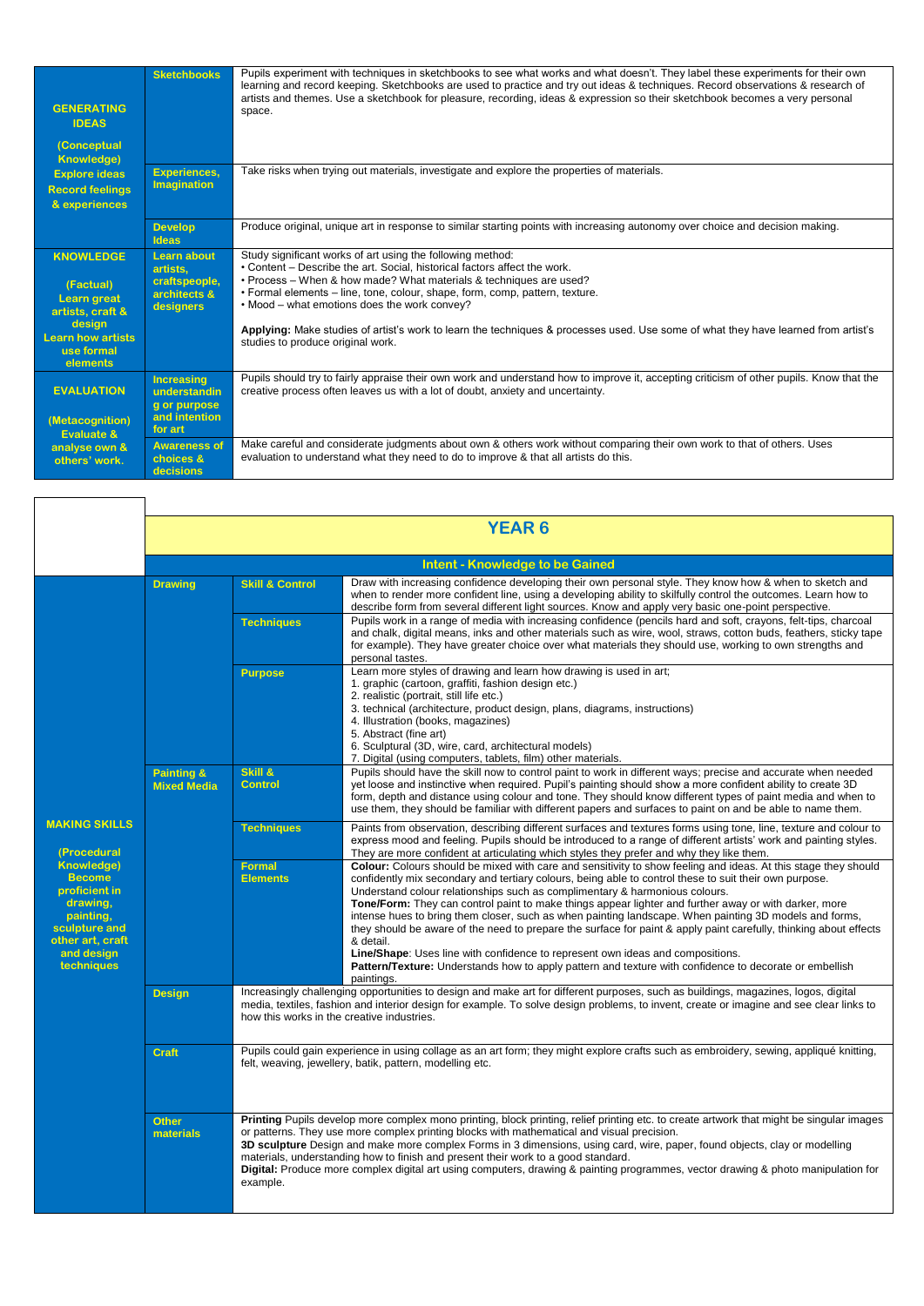| | | |
|---|---|---|
| **GENERATING IDEAS** (Conceptual Knowledge) Explore ideas Record feelings & experiences | **Sketchbooks** | Pupils experiment with techniques in sketchbooks to see what works and what doesn't. They label these experiments for their own learning and record keeping. Sketchbooks are used to practice and try out ideas & techniques. Record observations & research of artists and themes. Use a sketchbook for pleasure, recording, ideas & expression so their sketchbook becomes a very personal space. |
| | **Experiences, Imagination** | Take risks when trying out materials, investigate and explore the properties of materials. |
| | **Develop Ideas** | Produce original, unique art in response to similar starting points with increasing autonomy over choice and decision making. |
| **KNOWLEDGE** (Factual) Learn great artists, craft & design Learn how artists use formal elements | **Learn about artists, craftspeople, architects & designers** | Study significant works of art using the following method:<br>• Content – Describe the art. Social, historical factors affect the work.<br>• Process – When & how made? What materials & techniques are used?<br>• Formal elements – line, tone, colour, shape, form, comp, pattern, texture.<br>• Mood – what emotions does the work convey?<br><br>**Applying:** Make studies of artist's work to learn the techniques & processes used. Use some of what they have learned from artist's studies to produce original work. |
| **EVALUATION** (Metacognition) Evaluate & analyse own & others' work. | **Increasing understanding or purpose and intention for art** | Pupils should try to fairly appraise their own work and understand how to improve it, accepting criticism of other pupils. Know that the creative process often leaves us with a lot of doubt, anxiety and uncertainty. |
| | **Awareness of choices & decisions** | Make careful and considerate judgments about own & others work without comparing their own work to that of others. Uses evaluation to understand what they need to do to improve & that all artists do this. |

## YEAR 6

**Intent - Knowledge to be Gained**

| | | | |
|---|---|---|---|
| **MAKING SKILLS** (Procedural Knowledge) Become proficient in drawing, painting, sculpture and other art, craft and design techniques | **Drawing** | **Skill & Control** | Draw with increasing confidence developing their own personal style. They know how & when to sketch and when to render more confident line, using a developing ability to skilfully control the outcomes. Learn how to describe form from several different light sources. Know and apply very basic one-point perspective. |
| | | **Techniques** | Pupils work in a range of media with increasing confidence (pencils hard and soft, crayons, felt-tips, charcoal and chalk, digital means, inks and other materials such as wire, wool, straws, cotton buds, feathers, sticky tape for example). They have greater choice over what materials they should use, working to own strengths and personal tastes. |
| | | **Purpose** | Learn more styles of drawing and learn how drawing is used in art;<br>1. graphic (cartoon, graffiti, fashion design etc.)<br>2. realistic (portrait, still life etc.)<br>3. technical (architecture, product design, plans, diagrams, instructions)<br>4. Illustration (books, magazines)<br>5. Abstract (fine art)<br>6. Sculptural (3D, wire, card, architectural models)<br>7. Digital (using computers, tablets, film) other materials. |
| | **Painting & Mixed Media** | **Skill & Control** | Pupils should have the skill now to control paint to work in different ways; precise and accurate when needed yet loose and instinctive when required. Pupil's painting should show a more confident ability to create 3D form, depth and distance using colour and tone. They should know different types of paint media and when to use them, they should be familiar with different papers and surfaces to paint on and be able to name them. |
| | | **Techniques** | Paints from observation, describing different surfaces and textures forms using tone, line, texture and colour to express mood and feeling. Pupils should be introduced to a range of different artists' work and painting styles. They are more confident at articulating which styles they prefer and why they like them. |
| | | **Formal Elements** | **Colour:** Colours should be mixed with care and sensitivity to show feeling and ideas. At this stage they should confidently mix secondary and tertiary colours, being able to control these to suit their own purpose. Understand colour relationships such as complimentary & harmonious colours.<br>**Tone/Form:** They can control paint to make things appear lighter and further away or with darker, more intense hues to bring them closer, such as when painting landscape. When painting 3D models and forms, they should be aware of the need to prepare the surface for paint & apply paint carefully, thinking about effects & detail.<br>**Line/Shape**: Uses line with confidence to represent own ideas and compositions.<br>**Pattern/Texture:** Understands how to apply pattern and texture with confidence to decorate or embellish paintings. |
| | **Design** | | Increasingly challenging opportunities to design and make art for different purposes, such as buildings, magazines, logos, digital media, textiles, fashion and interior design for example. To solve design problems, to invent, create or imagine and see clear links to how this works in the creative industries. |
| | **Craft** | | Pupils could gain experience in using collage as an art form; they might explore crafts such as embroidery, sewing, appliqué knitting, felt, weaving, jewellery, batik, pattern, modelling etc. |
| | **Other materials** | | **Printing** Pupils develop more complex mono printing, block printing, relief printing etc. to create artwork that might be singular images or patterns. They use more complex printing blocks with mathematical and visual precision.<br>**3D sculpture** Design and make more complex Forms in 3 dimensions, using card, wire, paper, found objects, clay or modelling materials, understanding how to finish and present their work to a good standard.<br>**Digital:** Produce more complex digital art using computers, drawing & painting programmes, vector drawing & photo manipulation for example. |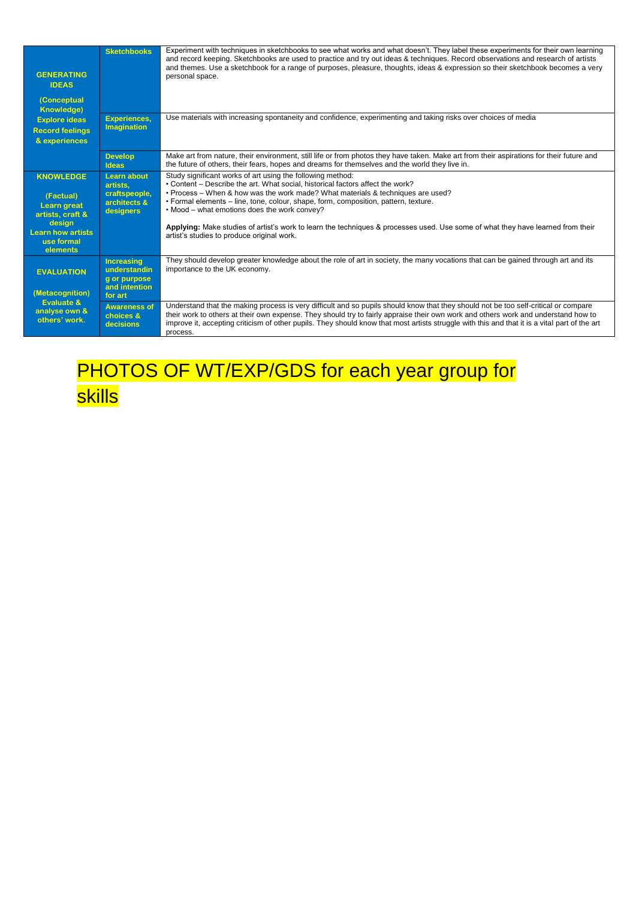| | | |
|---|---|---|
| **GENERATING IDEAS**<br><br>**(Conceptual Knowledge)**<br>**Explore ideas**<br>**Record feelings & experiences** | **Sketchbooks** | Experiment with techniques in sketchbooks to see what works and what doesn't. They label these experiments for their own learning and record keeping. Sketchbooks are used to practice and try out ideas & techniques. Record observations and research of artists and themes. Use a sketchbook for a range of purposes, pleasure, thoughts, ideas & expression so their sketchbook becomes a very personal space. |
| | **Experiences, Imagination** | Use materials with increasing spontaneity and confidence, experimenting and taking risks over choices of media |
| | **Develop Ideas** | Make art from nature, their environment, still life or from photos they have taken. Make art from their aspirations for their future and the future of others, their fears, hopes and dreams for themselves and the world they live in. |
| **KNOWLEDGE**<br><br>**(Factual)**<br>**Learn great artists, craft & design**<br>**Learn how artists use formal elements** | **Learn about artists, craftspeople, architects & designers** | Study significant works of art using the following method:<br>• Content – Describe the art. What social, historical factors affect the work?<br>• Process – When & how was the work made? What materials & techniques are used?<br>• Formal elements – line, tone, colour, shape, form, composition, pattern, texture.<br>• Mood – what emotions does the work convey?<br><br>**Applying:** Make studies of artist's work to learn the techniques & processes used. Use some of what they have learned from their artist's studies to produce original work. |
| **EVALUATION**<br><br>**(Metacognition)**<br>**Evaluate & analyse own & others' work.** | **Increasing understanding or purpose and intention for art** | They should develop greater knowledge about the role of art in society, the many vocations that can be gained through art and its importance to the UK economy. |
| | **Awareness of choices & decisions** | Understand that the making process is very difficult and so pupils should know that they should not be too self-critical or compare their work to others at their own expense. They should try to fairly appraise their own work and others work and understand how to improve it, accepting criticism of other pupils. They should know that most artists struggle with this and that it is a vital part of the art process. |

# PHOTOS OF WT/EXP/GDS for each year group for skills